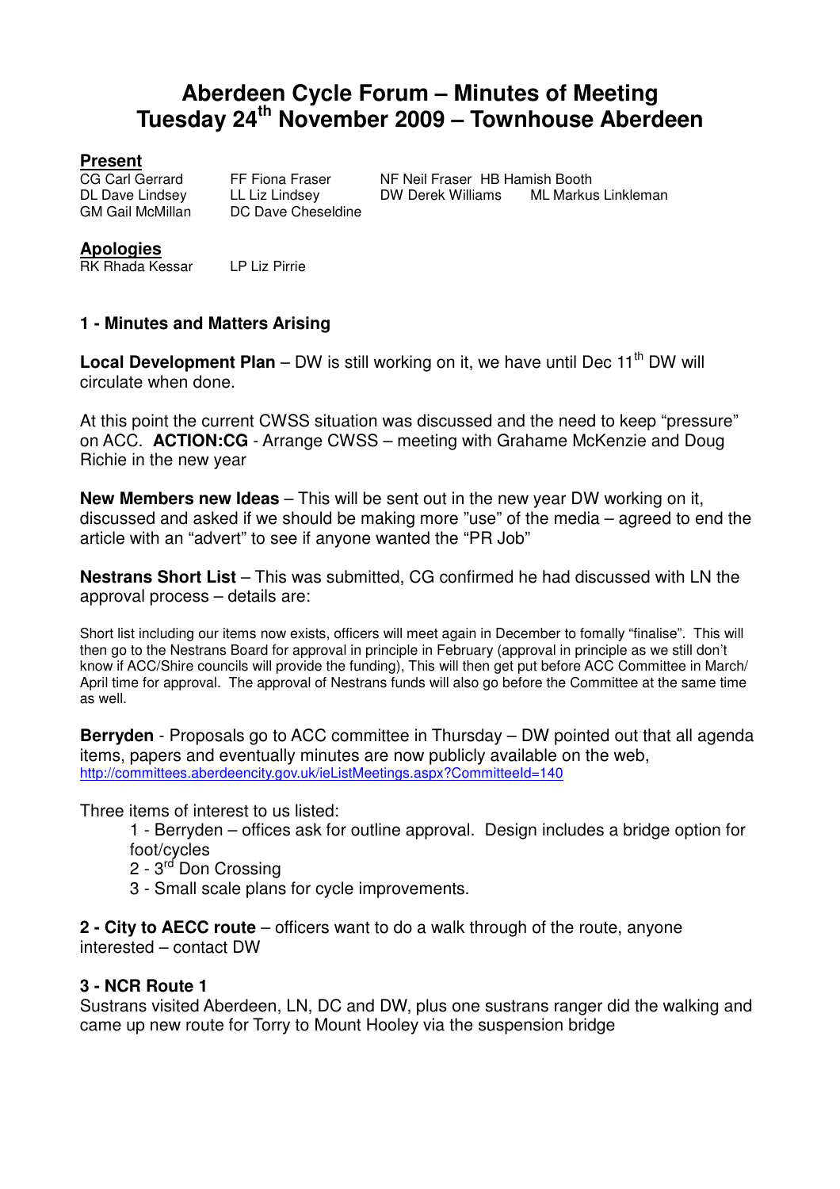# Aberdeen Cycle Forum – Minutes of Meeting
# Tuesday 24th November 2009 – Townhouse Aberdeen

## Present

| | | | |
|---|---|---|---|
| CG Carl Gerrard | FF Fiona Fraser | NF Neil Fraser | HB Hamish Booth |
| DL Dave Lindsey | LL Liz Lindsey | DW Derek Williams | ML Markus Linkleman |
| GM Gail McMillan | DC Dave Cheseldine | | |

## Apologies

RK Rhada Kessar LP Liz Pirrie

### 1 - Minutes and Matters Arising

**Local Development Plan** – DW is still working on it, we have until Dec 11th DW will circulate when done.

At this point the current CWSS situation was discussed and the need to keep "pressure" on ACC. **ACTION:CG** - Arrange CWSS – meeting with Grahame McKenzie and Doug Richie in the new year

**New Members new Ideas** – This will be sent out in the new year DW working on it, discussed and asked if we should be making more "use" of the media – agreed to end the article with an "advert" to see if anyone wanted the "PR Job"

**Nestrans Short List** – This was submitted, CG confirmed he had discussed with LN the approval process – details are:

Short list including our items now exists, officers will meet again in December to fomally "finalise". This will then go to the Nestrans Board for approval in principle in February (approval in principle as we still don't know if ACC/Shire councils will provide the funding), This will then get put before ACC Committee in March/ April time for approval. The approval of Nestrans funds will also go before the Committee at the same time as well.

**Berryden** - Proposals go to ACC committee in Thursday – DW pointed out that all agenda items, papers and eventually minutes are now publicly available on the web, http://committees.aberdeencity.gov.uk/ieListMeetings.aspx?CommitteeId=140

Three items of interest to us listed:

1 - Berryden – offices ask for outline approval. Design includes a bridge option for foot/cycles
2 - 3rd Don Crossing
3 - Small scale plans for cycle improvements.

**2 - City to AECC route** – officers want to do a walk through of the route, anyone interested – contact DW

### 3 - NCR Route 1

Sustrans visited Aberdeen, LN, DC and DW, plus one sustrans ranger did the walking and came up new route for Torry to Mount Hooley via the suspension bridge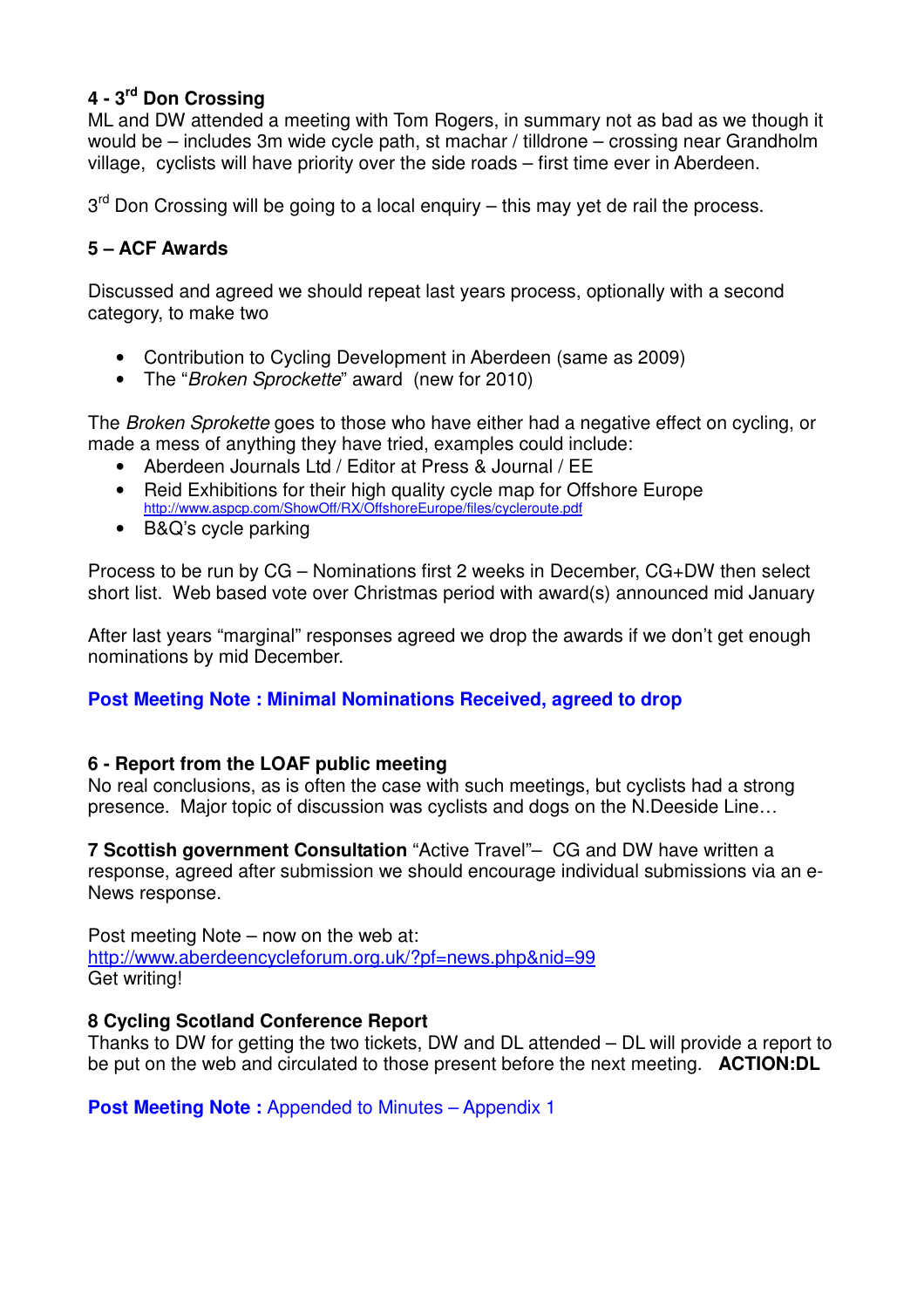### 4 - 3rd Don Crossing

ML and DW attended a meeting with Tom Rogers, in summary not as bad as we though it would be – includes 3m wide cycle path, st machar / tilldrone – crossing near Grandholm village, cyclists will have priority over the side roads – first time ever in Aberdeen.

3rd Don Crossing will be going to a local enquiry – this may yet de rail the process.

### 5 – ACF Awards

Discussed and agreed we should repeat last years process, optionally with a second category, to make two

- Contribution to Cycling Development in Aberdeen (same as 2009)
- The "*Broken Sprockette*" award (new for 2010)

The *Broken Sprokette* goes to those who have either had a negative effect on cycling, or made a mess of anything they have tried, examples could include:

- Aberdeen Journals Ltd / Editor at Press & Journal / EE
- Reid Exhibitions for their high quality cycle map for Offshore Europe http://www.aspcp.com/ShowOff/RX/OffshoreEurope/files/cycleroute.pdf
- B&Q's cycle parking

Process to be run by CG – Nominations first 2 weeks in December, CG+DW then select short list. Web based vote over Christmas period with award(s) announced mid January

After last years "marginal" responses agreed we drop the awards if we don't get enough nominations by mid December.

**Post Meeting Note : Minimal Nominations Received, agreed to drop**

### 6 - Report from the LOAF public meeting

No real conclusions, as is often the case with such meetings, but cyclists had a strong presence. Major topic of discussion was cyclists and dogs on the N.Deeside Line…

**7 Scottish government Consultation** "Active Travel"– CG and DW have written a response, agreed after submission we should encourage individual submissions via an e-News response.

Post meeting Note – now on the web at:
http://www.aberdeencycleforum.org.uk/?pf=news.php&nid=99
Get writing!

### 8 Cycling Scotland Conference Report

Thanks to DW for getting the two tickets, DW and DL attended – DL will provide a report to be put on the web and circulated to those present before the next meeting. **ACTION:DL**

**Post Meeting Note :** Appended to Minutes – Appendix 1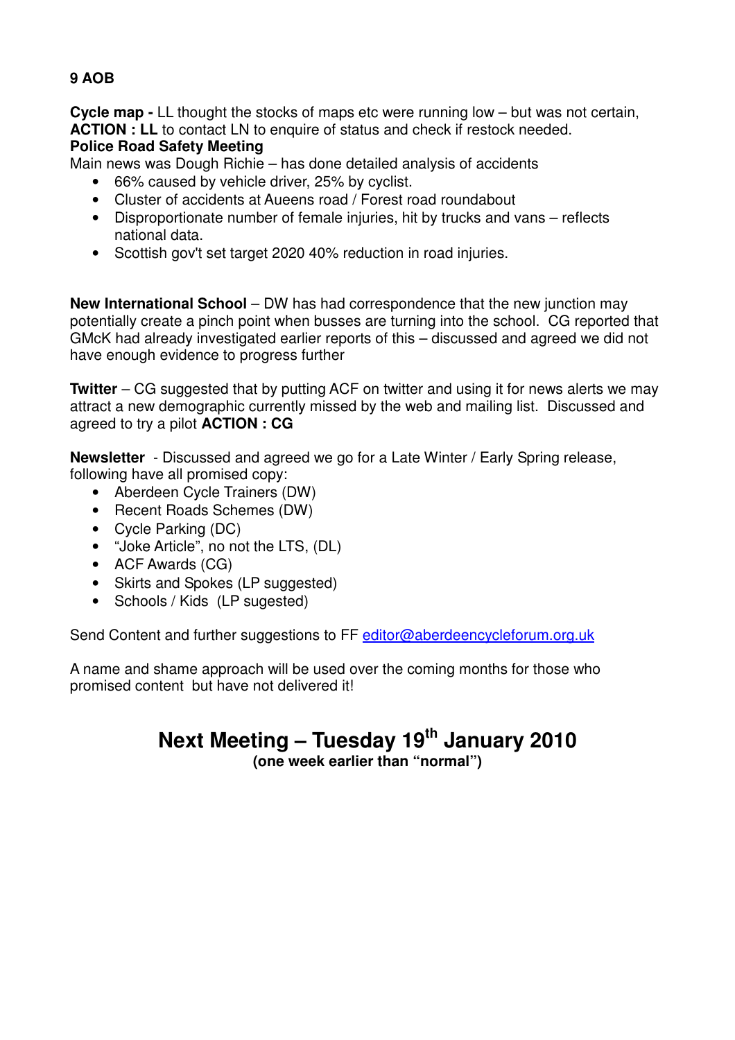**9 AOB**

**Cycle map -** LL thought the stocks of maps etc were running low – but was not certain, **ACTION : LL** to contact LN to enquire of status and check if restock needed.

**Police Road Safety Meeting**

Main news was Dough Richie – has done detailed analysis of accidents

- 66% caused by vehicle driver, 25% by cyclist.
- Cluster of accidents at Aueens road / Forest road roundabout
- Disproportionate number of female injuries, hit by trucks and vans – reflects national data.
- Scottish gov't set target 2020 40% reduction in road injuries.

**New International School** – DW has had correspondence that the new junction may potentially create a pinch point when busses are turning into the school. CG reported that GMcK had already investigated earlier reports of this – discussed and agreed we did not have enough evidence to progress further

**Twitter** – CG suggested that by putting ACF on twitter and using it for news alerts we may attract a new demographic currently missed by the web and mailing list. Discussed and agreed to try a pilot **ACTION : CG**

**Newsletter** - Discussed and agreed we go for a Late Winter / Early Spring release, following have all promised copy:

- Aberdeen Cycle Trainers (DW)
- Recent Roads Schemes (DW)
- Cycle Parking (DC)
- "Joke Article", no not the LTS, (DL)
- ACF Awards (CG)
- Skirts and Spokes (LP suggested)
- Schools / Kids (LP sugested)

Send Content and further suggestions to FF editor@aberdeencycleforum.org.uk

A name and shame approach will be used over the coming months for those who promised content but have not delivered it!

## Next Meeting – Tuesday 19th January 2010

**(one week earlier than "normal")**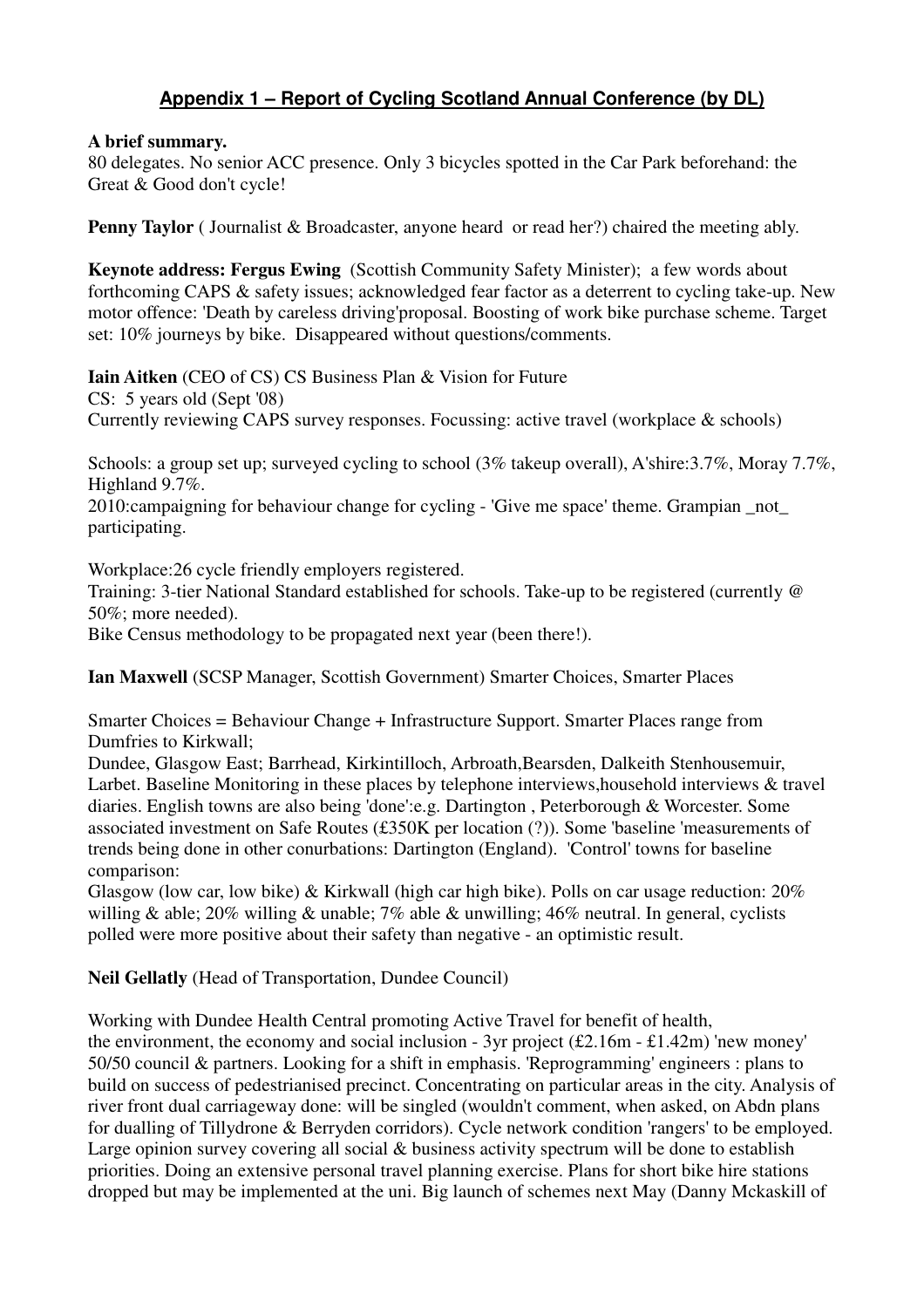## Appendix 1 – Report of Cycling Scotland Annual Conference (by DL)

**A brief summary.**
80 delegates. No senior ACC presence. Only 3 bicycles spotted in the Car Park beforehand: the Great & Good don't cycle!

**Penny Taylor** ( Journalist & Broadcaster, anyone heard or read her?) chaired the meeting ably.

**Keynote address: Fergus Ewing** (Scottish Community Safety Minister); a few words about forthcoming CAPS & safety issues; acknowledged fear factor as a deterrent to cycling take-up. New motor offence: 'Death by careless driving'proposal. Boosting of work bike purchase scheme. Target set: 10% journeys by bike. Disappeared without questions/comments.

**Iain Aitken** (CEO of CS) CS Business Plan & Vision for Future
CS: 5 years old (Sept '08)
Currently reviewing CAPS survey responses. Focussing: active travel (workplace & schools)

Schools: a group set up; surveyed cycling to school (3% takeup overall), A'shire:3.7%, Moray 7.7%, Highland 9.7%.
2010:campaigning for behaviour change for cycling - 'Give me space' theme. Grampian _not_ participating.

Workplace:26 cycle friendly employers registered.
Training: 3-tier National Standard established for schools. Take-up to be registered (currently @ 50%; more needed).
Bike Census methodology to be propagated next year (been there!).

**Ian Maxwell** (SCSP Manager, Scottish Government) Smarter Choices, Smarter Places

Smarter Choices = Behaviour Change + Infrastructure Support. Smarter Places range from Dumfries to Kirkwall;
Dundee, Glasgow East; Barrhead, Kirkintilloch, Arbroath,Bearsden, Dalkeith Stenhousemuir, Larbet. Baseline Monitoring in these places by telephone interviews,household interviews & travel diaries. English towns are also being 'done':e.g. Dartington , Peterborough & Worcester. Some associated investment on Safe Routes (£350K per location (?)). Some 'baseline 'measurements of trends being done in other conurbations: Dartington (England). 'Control' towns for baseline comparison:
Glasgow (low car, low bike) & Kirkwall (high car high bike). Polls on car usage reduction: 20% willing & able; 20% willing & unable; 7% able & unwilling; 46% neutral. In general, cyclists polled were more positive about their safety than negative - an optimistic result.

**Neil Gellatly** (Head of Transportation, Dundee Council)

Working with Dundee Health Central promoting Active Travel for benefit of health, the environment, the economy and social inclusion - 3yr project (£2.16m - £1.42m) 'new money' 50/50 council & partners. Looking for a shift in emphasis. 'Reprogramming' engineers : plans to build on success of pedestrianised precinct. Concentrating on particular areas in the city. Analysis of river front dual carriageway done: will be singled (wouldn't comment, when asked, on Abdn plans for dualling of Tillydrone & Berryden corridors). Cycle network condition 'rangers' to be employed. Large opinion survey covering all social & business activity spectrum will be done to establish priorities. Doing an extensive personal travel planning exercise. Plans for short bike hire stations dropped but may be implemented at the uni. Big launch of schemes next May (Danny Mckaskill of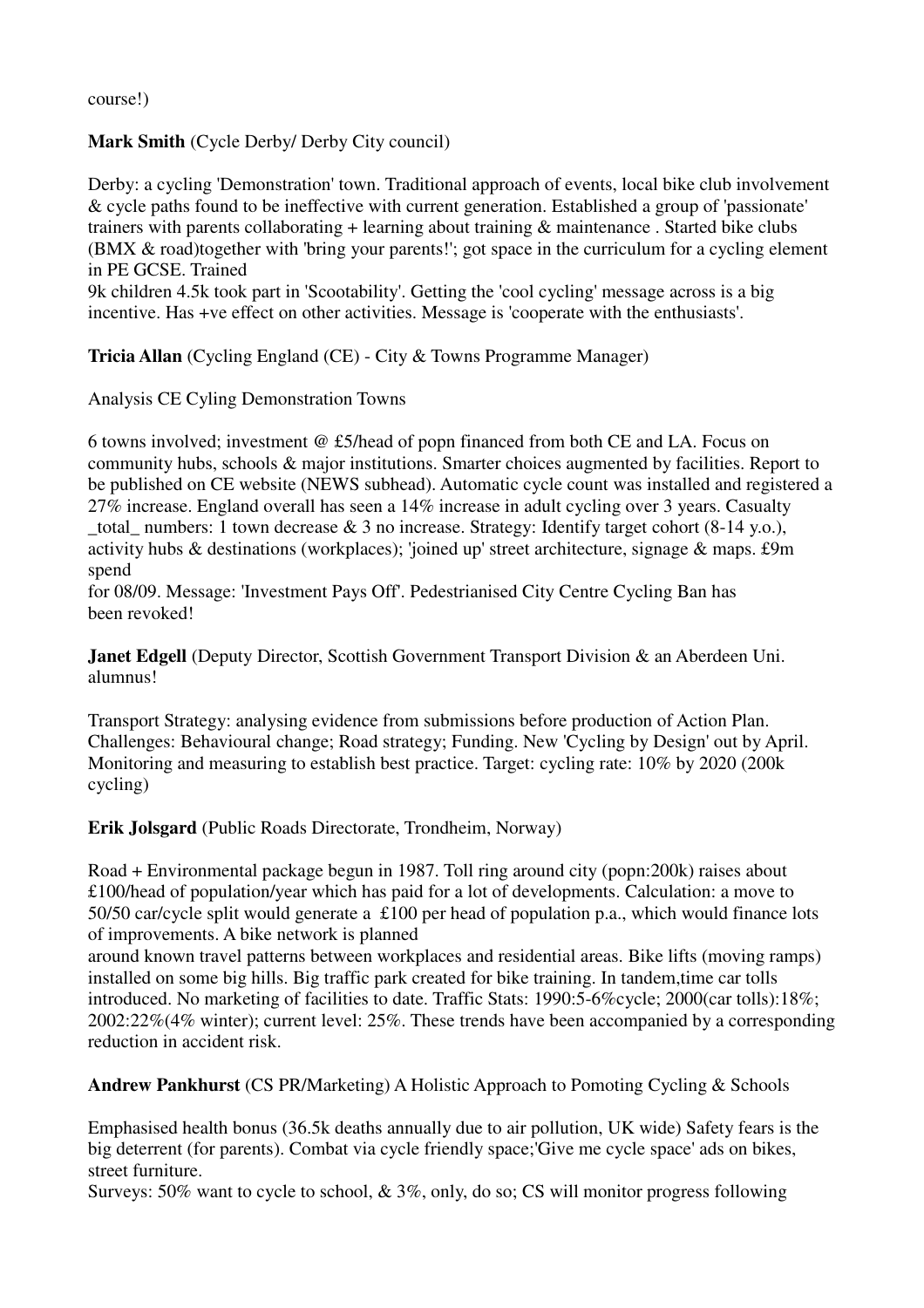course!)

**Mark Smith** (Cycle Derby/ Derby City council)

Derby: a cycling 'Demonstration' town. Traditional approach of events, local bike club involvement & cycle paths found to be ineffective with current generation. Established a group of 'passionate' trainers with parents collaborating + learning about training & maintenance . Started bike clubs (BMX & road)together with 'bring your parents!'; got space in the curriculum for a cycling element in PE GCSE. Trained
9k children 4.5k took part in 'Scootability'. Getting the 'cool cycling' message across is a big incentive. Has +ve effect on other activities. Message is 'cooperate with the enthusiasts'.

**Tricia Allan** (Cycling England (CE) - City & Towns Programme Manager)

Analysis CE Cyling Demonstration Towns

6 towns involved; investment @ £5/head of popn financed from both CE and LA. Focus on community hubs, schools & major institutions. Smarter choices augmented by facilities. Report to be published on CE website (NEWS subhead). Automatic cycle count was installed and registered a 27% increase. England overall has seen a 14% increase in adult cycling over 3 years. Casualty _total_ numbers: 1 town decrease & 3 no increase. Strategy: Identify target cohort (8-14 y.o.), activity hubs & destinations (workplaces); 'joined up' street architecture, signage & maps. £9m spend
for 08/09. Message: 'Investment Pays Off'. Pedestrianised City Centre Cycling Ban has been revoked!

**Janet Edgell** (Deputy Director, Scottish Government Transport Division & an Aberdeen Uni. alumnus!

Transport Strategy: analysing evidence from submissions before production of Action Plan. Challenges: Behavioural change; Road strategy; Funding. New 'Cycling by Design' out by April. Monitoring and measuring to establish best practice. Target: cycling rate: 10% by 2020 (200k cycling)

**Erik Jolsgard** (Public Roads Directorate, Trondheim, Norway)

Road + Environmental package begun in 1987. Toll ring around city (popn:200k) raises about £100/head of population/year which has paid for a lot of developments. Calculation: a move to 50/50 car/cycle split would generate a £100 per head of population p.a., which would finance lots of improvements. A bike network is planned
around known travel patterns between workplaces and residential areas. Bike lifts (moving ramps) installed on some big hills. Big traffic park created for bike training. In tandem,time car tolls introduced. No marketing of facilities to date. Traffic Stats: 1990:5-6%cycle; 2000(car tolls):18%; 2002:22%(4% winter); current level: 25%. These trends have been accompanied by a corresponding reduction in accident risk.

**Andrew Pankhurst** (CS PR/Marketing) A Holistic Approach to Pomoting Cycling & Schools

Emphasised health bonus (36.5k deaths annually due to air pollution, UK wide) Safety fears is the big deterrent (for parents). Combat via cycle friendly space;'Give me cycle space' ads on bikes, street furniture.
Surveys: 50% want to cycle to school, & 3%, only, do so; CS will monitor progress following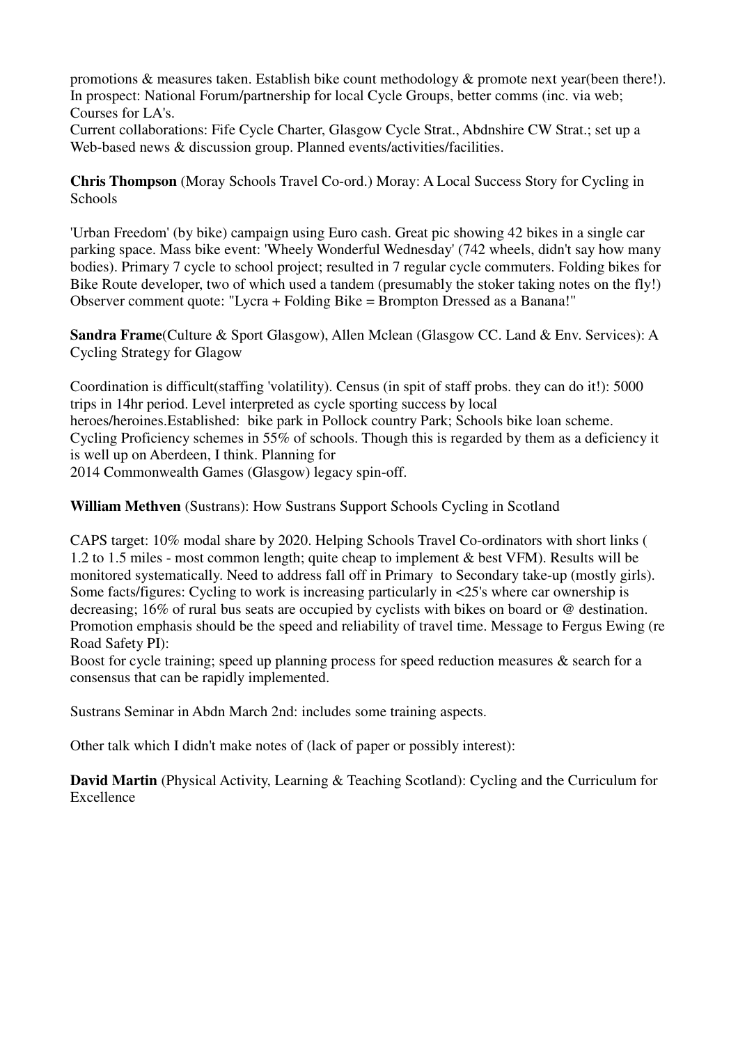promotions & measures taken. Establish bike count methodology & promote next year(been there!).
In prospect: National Forum/partnership for local Cycle Groups, better comms (inc. via web; Courses for LA's.
Current collaborations: Fife Cycle Charter, Glasgow Cycle Strat., Abdnshire CW Strat.; set up a Web-based news & discussion group. Planned events/activities/facilities.

**Chris Thompson** (Moray Schools Travel Co-ord.) Moray: A Local Success Story for Cycling in Schools

'Urban Freedom' (by bike) campaign using Euro cash. Great pic showing 42 bikes in a single car parking space. Mass bike event: 'Wheely Wonderful Wednesday' (742 wheels, didn't say how many bodies). Primary 7 cycle to school project; resulted in 7 regular cycle commuters. Folding bikes for Bike Route developer, two of which used a tandem (presumably the stoker taking notes on the fly!) Observer comment quote: "Lycra + Folding Bike = Brompton Dressed as a Banana!"

**Sandra Frame**(Culture & Sport Glasgow), Allen Mclean (Glasgow CC. Land & Env. Services): A Cycling Strategy for Glagow

Coordination is difficult(staffing 'volatility). Census (in spit of staff probs. they can do it!): 5000 trips in 14hr period. Level interpreted as cycle sporting success by local heroes/heroines.Established: bike park in Pollock country Park; Schools bike loan scheme. Cycling Proficiency schemes in 55% of schools. Though this is regarded by them as a deficiency it is well up on Aberdeen, I think. Planning for
2014 Commonwealth Games (Glasgow) legacy spin-off.

**William Methven** (Sustrans): How Sustrans Support Schools Cycling in Scotland

CAPS target: 10% modal share by 2020. Helping Schools Travel Co-ordinators with short links ( 1.2 to 1.5 miles - most common length; quite cheap to implement & best VFM). Results will be monitored systematically. Need to address fall off in Primary to Secondary take-up (mostly girls). Some facts/figures: Cycling to work is increasing particularly in <25's where car ownership is decreasing; 16% of rural bus seats are occupied by cyclists with bikes on board or @ destination. Promotion emphasis should be the speed and reliability of travel time. Message to Fergus Ewing (re Road Safety PI):
Boost for cycle training; speed up planning process for speed reduction measures & search for a consensus that can be rapidly implemented.

Sustrans Seminar in Abdn March 2nd: includes some training aspects.

Other talk which I didn't make notes of (lack of paper or possibly interest):

**David Martin** (Physical Activity, Learning & Teaching Scotland): Cycling and the Curriculum for Excellence